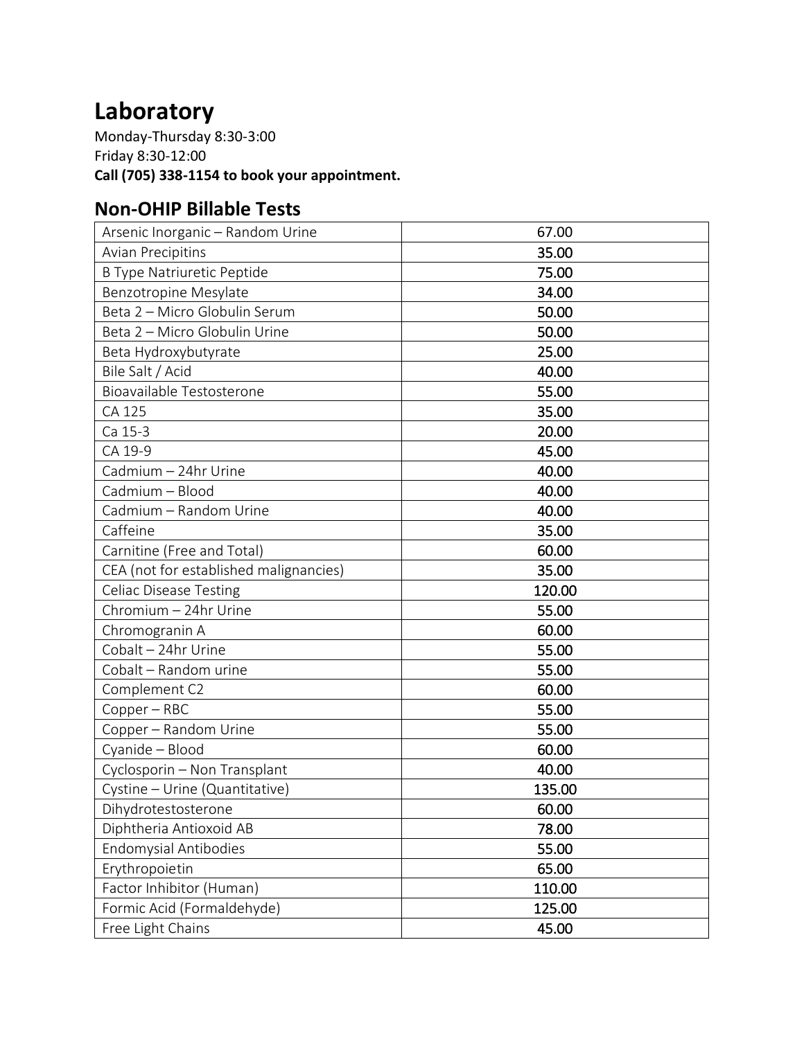# Laboratory

Monday-Thursday 8:30-3:00
Friday 8:30-12:00
**Call (705) 338-1154 to book your appointment.**

## Non-OHIP Billable Tests

| | |
|---|---|
| Arsenic Inorganic – Random Urine | 67.00 |
| Avian Precipitins | 35.00 |
| B Type Natriuretic Peptide | 75.00 |
| Benzotropine Mesylate | 34.00 |
| Beta 2 – Micro Globulin Serum | 50.00 |
| Beta 2 – Micro Globulin Urine | 50.00 |
| Beta Hydroxybutyrate | 25.00 |
| Bile Salt / Acid | 40.00 |
| Bioavailable Testosterone | 55.00 |
| CA 125 | 35.00 |
| Ca 15-3 | 20.00 |
| CA 19-9 | 45.00 |
| Cadmium – 24hr Urine | 40.00 |
| Cadmium – Blood | 40.00 |
| Cadmium – Random Urine | 40.00 |
| Caffeine | 35.00 |
| Carnitine (Free and Total) | 60.00 |
| CEA (not for established malignancies) | 35.00 |
| Celiac Disease Testing | 120.00 |
| Chromium – 24hr Urine | 55.00 |
| Chromogranin A | 60.00 |
| Cobalt – 24hr Urine | 55.00 |
| Cobalt – Random urine | 55.00 |
| Complement C2 | 60.00 |
| Copper – RBC | 55.00 |
| Copper – Random Urine | 55.00 |
| Cyanide – Blood | 60.00 |
| Cyclosporin – Non Transplant | 40.00 |
| Cystine – Urine (Quantitative) | 135.00 |
| Dihydrotestosterone | 60.00 |
| Diphtheria Antioxoid AB | 78.00 |
| Endomysial Antibodies | 55.00 |
| Erythropoietin | 65.00 |
| Factor Inhibitor (Human) | 110.00 |
| Formic Acid (Formaldehyde) | 125.00 |
| Free Light Chains | 45.00 |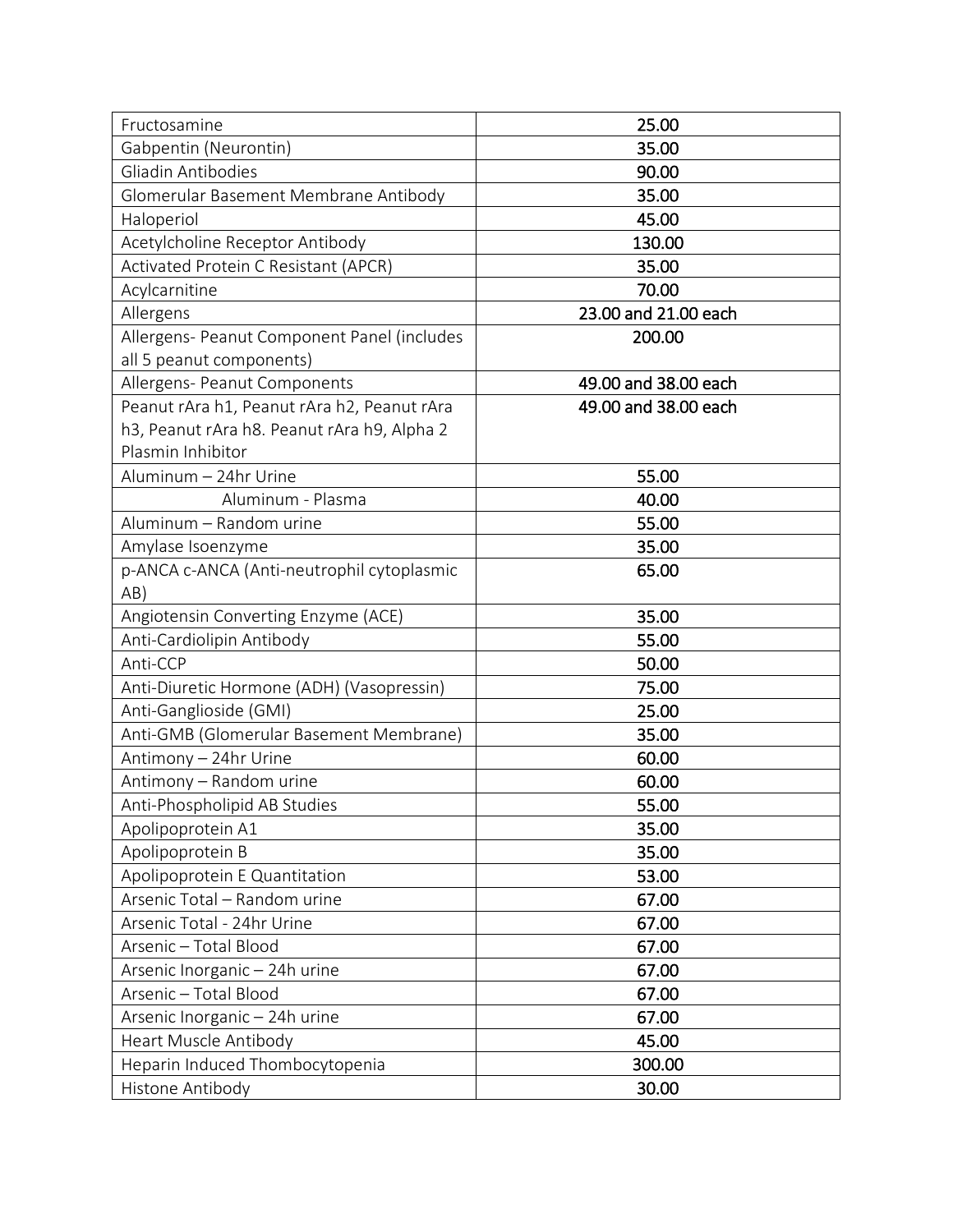| | |
|---|---|
| Fructosamine | 25.00 |
| Gabpentin (Neurontin) | 35.00 |
| Gliadin Antibodies | 90.00 |
| Glomerular Basement Membrane Antibody | 35.00 |
| Haloperiol | 45.00 |
| Acetylcholine Receptor Antibody | 130.00 |
| Activated Protein C Resistant (APCR) | 35.00 |
| Acylcarnitine | 70.00 |
| Allergens | 23.00 and 21.00 each |
| Allergens- Peanut Component Panel (includes all 5 peanut components) | 200.00 |
| Allergens- Peanut Components | 49.00 and 38.00 each |
| Peanut rAra h1, Peanut rAra h2, Peanut rAra h3, Peanut rAra h8. Peanut rAra h9, Alpha 2 Plasmin Inhibitor | 49.00 and 38.00 each |
| Aluminum – 24hr Urine | 55.00 |
| Aluminum - Plasma | 40.00 |
| Aluminum – Random urine | 55.00 |
| Amylase Isoenzyme | 35.00 |
| p-ANCA c-ANCA (Anti-neutrophil cytoplasmic AB) | 65.00 |
| Angiotensin Converting Enzyme (ACE) | 35.00 |
| Anti-Cardiolipin Antibody | 55.00 |
| Anti-CCP | 50.00 |
| Anti-Diuretic Hormone (ADH) (Vasopressin) | 75.00 |
| Anti-Ganglioside (GMI) | 25.00 |
| Anti-GMB (Glomerular Basement Membrane) | 35.00 |
| Antimony – 24hr Urine | 60.00 |
| Antimony – Random urine | 60.00 |
| Anti-Phospholipid AB Studies | 55.00 |
| Apolipoprotein A1 | 35.00 |
| Apolipoprotein B | 35.00 |
| Apolipoprotein E Quantitation | 53.00 |
| Arsenic Total – Random urine | 67.00 |
| Arsenic Total - 24hr Urine | 67.00 |
| Arsenic – Total Blood | 67.00 |
| Arsenic Inorganic – 24h urine | 67.00 |
| Arsenic – Total Blood | 67.00 |
| Arsenic Inorganic – 24h urine | 67.00 |
| Heart Muscle Antibody | 45.00 |
| Heparin Induced Thombocytopenia | 300.00 |
| Histone Antibody | 30.00 |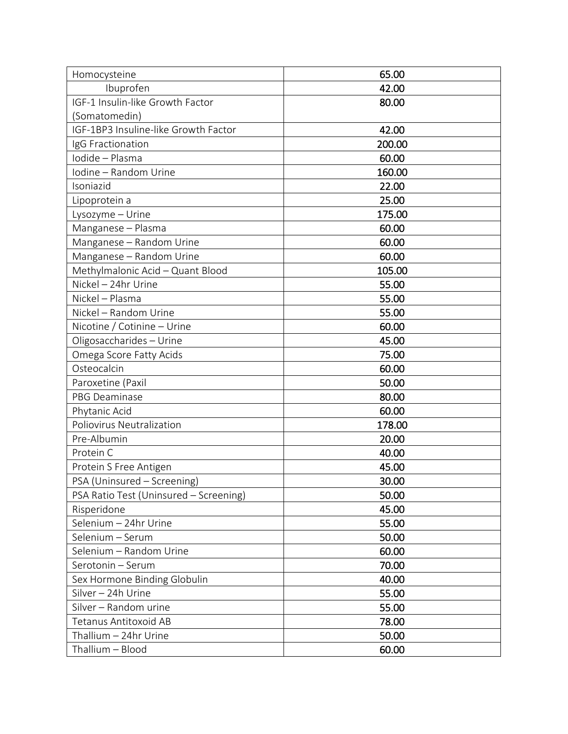| Homocysteine | 65.00 |
|---|---|
| Ibuprofen | 42.00 |
| IGF-1 Insulin-like Growth Factor (Somatomedin) | 80.00 |
| IGF-1BP3 Insuline-like Growth Factor | 42.00 |
| IgG Fractionation | 200.00 |
| Iodide – Plasma | 60.00 |
| Iodine – Random Urine | 160.00 |
| Isoniazid | 22.00 |
| Lipoprotein a | 25.00 |
| Lysozyme – Urine | 175.00 |
| Manganese – Plasma | 60.00 |
| Manganese – Random Urine | 60.00 |
| Manganese – Random Urine | 60.00 |
| Methylmalonic Acid – Quant Blood | 105.00 |
| Nickel – 24hr Urine | 55.00 |
| Nickel – Plasma | 55.00 |
| Nickel – Random Urine | 55.00 |
| Nicotine / Cotinine – Urine | 60.00 |
| Oligosaccharides – Urine | 45.00 |
| Omega Score Fatty Acids | 75.00 |
| Osteocalcin | 60.00 |
| Paroxetine (Paxil | 50.00 |
| PBG Deaminase | 80.00 |
| Phytanic Acid | 60.00 |
| Poliovirus Neutralization | 178.00 |
| Pre-Albumin | 20.00 |
| Protein C | 40.00 |
| Protein S Free Antigen | 45.00 |
| PSA (Uninsured – Screening) | 30.00 |
| PSA Ratio Test (Uninsured – Screening) | 50.00 |
| Risperidone | 45.00 |
| Selenium – 24hr Urine | 55.00 |
| Selenium – Serum | 50.00 |
| Selenium – Random Urine | 60.00 |
| Serotonin – Serum | 70.00 |
| Sex Hormone Binding Globulin | 40.00 |
| Silver – 24h Urine | 55.00 |
| Silver – Random urine | 55.00 |
| Tetanus Antitoxoid AB | 78.00 |
| Thallium – 24hr Urine | 50.00 |
| Thallium – Blood | 60.00 |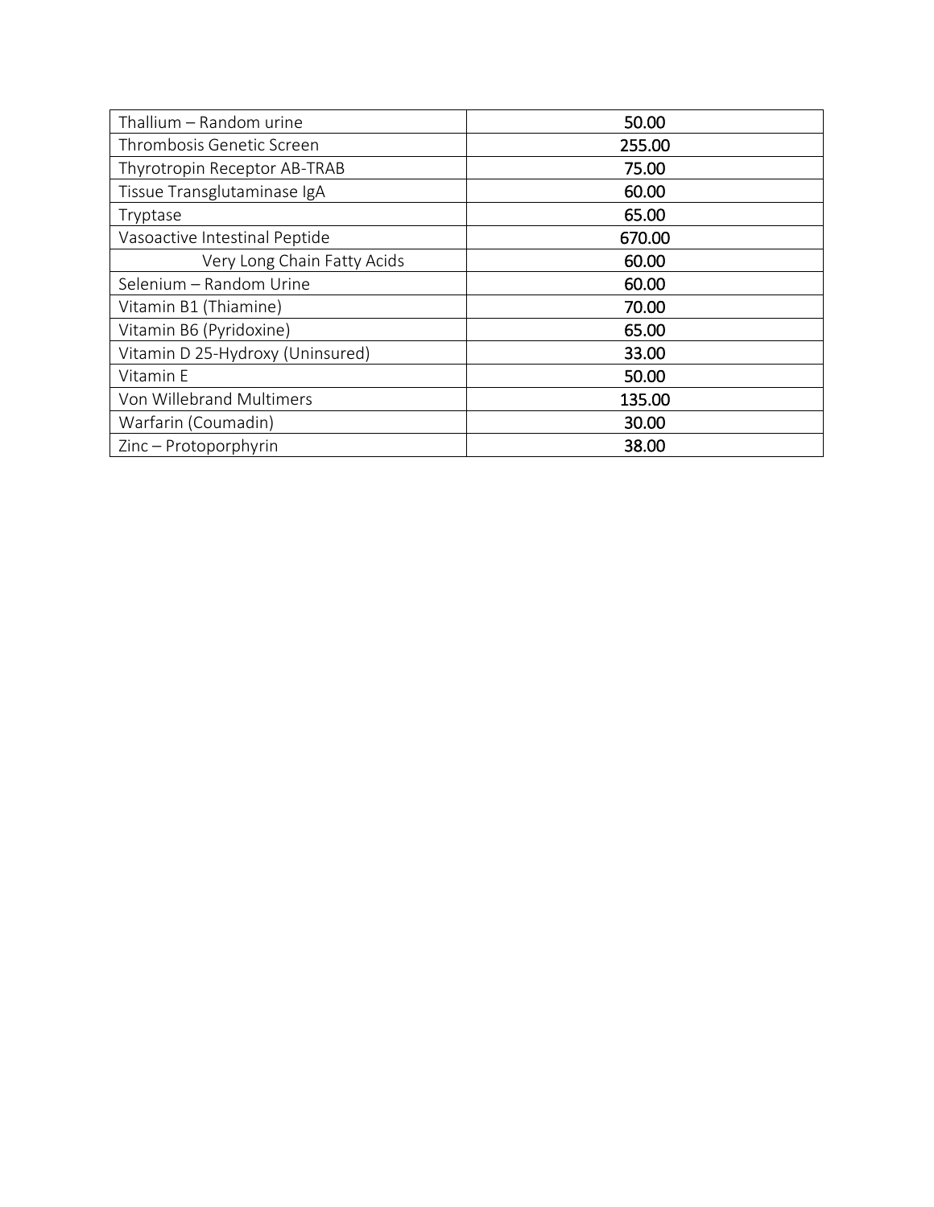| | |
|---|---|
| Thallium – Random urine | 50.00 |
| Thrombosis Genetic Screen | 255.00 |
| Thyrotropin Receptor AB-TRAB | 75.00 |
| Tissue Transglutaminase IgA | 60.00 |
| Tryptase | 65.00 |
| Vasoactive Intestinal Peptide | 670.00 |
| Very Long Chain Fatty Acids | 60.00 |
| Selenium – Random Urine | 60.00 |
| Vitamin B1 (Thiamine) | 70.00 |
| Vitamin B6 (Pyridoxine) | 65.00 |
| Vitamin D 25-Hydroxy (Uninsured) | 33.00 |
| Vitamin E | 50.00 |
| Von Willebrand Multimers | 135.00 |
| Warfarin (Coumadin) | 30.00 |
| Zinc – Protoporphyrin | 38.00 |